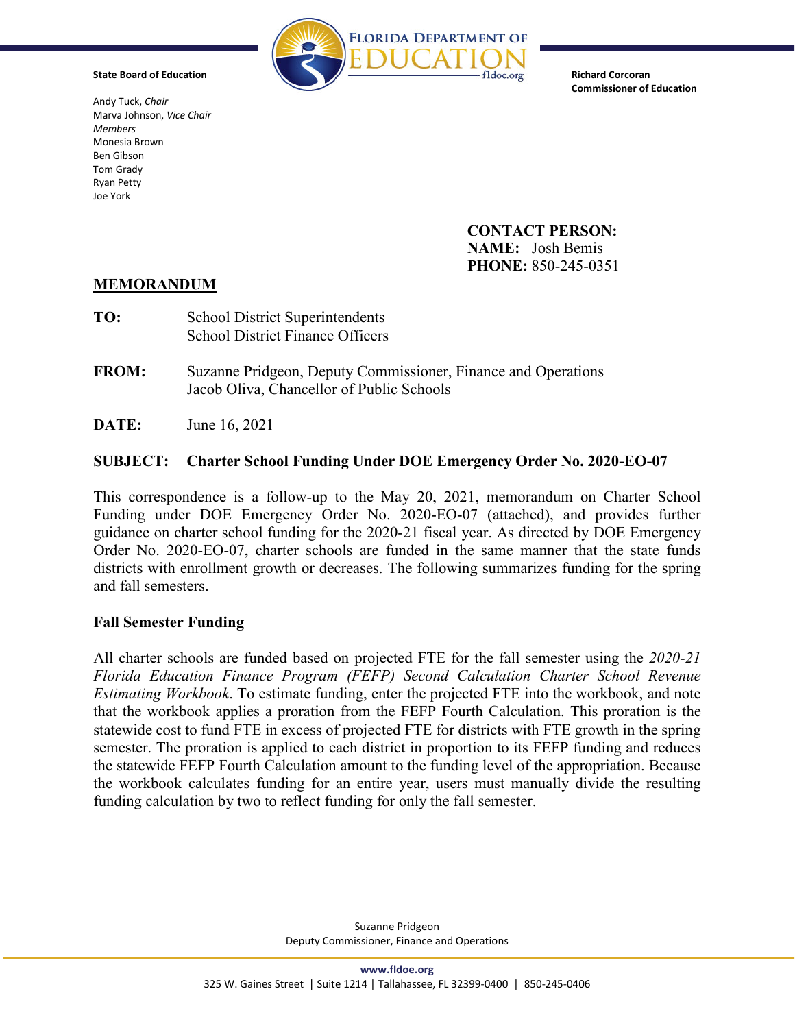**State Board of Education**

Andy Tuck, *Chair*
Marva Johnson, *Vice Chair*
*Members*
Monesia Brown
Ben Gibson
Tom Grady
Ryan Petty
Joe York

**FLORIDA DEPARTMENT OF EDUCATION**
fldoe.org

**Richard Corcoran**
**Commissioner of Education**

**CONTACT PERSON:**
**NAME:** Josh Bemis
**PHONE:** 850-245-0351

## MEMORANDUM

**TO:** School District Superintendents
School District Finance Officers

**FROM:** Suzanne Pridgeon, Deputy Commissioner, Finance and Operations
Jacob Oliva, Chancellor of Public Schools

**DATE:** June 16, 2021

**SUBJECT: Charter School Funding Under DOE Emergency Order No. 2020-EO-07**

This correspondence is a follow-up to the May 20, 2021, memorandum on Charter School Funding under DOE Emergency Order No. 2020-EO-07 (attached), and provides further guidance on charter school funding for the 2020-21 fiscal year. As directed by DOE Emergency Order No. 2020-EO-07, charter schools are funded in the same manner that the state funds districts with enrollment growth or decreases. The following summarizes funding for the spring and fall semesters.

### Fall Semester Funding

All charter schools are funded based on projected FTE for the fall semester using the *2020-21 Florida Education Finance Program (FEFP) Second Calculation Charter School Revenue Estimating Workbook*. To estimate funding, enter the projected FTE into the workbook, and note that the workbook applies a proration from the FEFP Fourth Calculation. This proration is the statewide cost to fund FTE in excess of projected FTE for districts with FTE growth in the spring semester. The proration is applied to each district in proportion to its FEFP funding and reduces the statewide FEFP Fourth Calculation amount to the funding level of the appropriation. Because the workbook calculates funding for an entire year, users must manually divide the resulting funding calculation by two to reflect funding for only the fall semester.

Suzanne Pridgeon
Deputy Commissioner, Finance and Operations

**www.fldoe.org**
325 W. Gaines Street | Suite 1214 | Tallahassee, FL 32399-0400 | 850-245-0406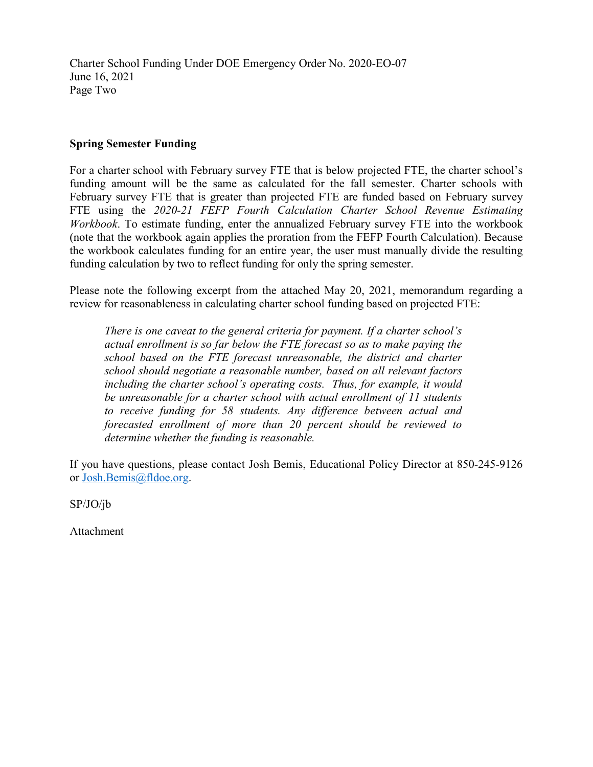**Spring Semester Funding**

For a charter school with February survey FTE that is below projected FTE, the charter school's funding amount will be the same as calculated for the fall semester. Charter schools with February survey FTE that is greater than projected FTE are funded based on February survey FTE using the *2020-21 FEFP Fourth Calculation Charter School Revenue Estimating Workbook*. To estimate funding, enter the annualized February survey FTE into the workbook (note that the workbook again applies the proration from the FEFP Fourth Calculation). Because the workbook calculates funding for an entire year, the user must manually divide the resulting funding calculation by two to reflect funding for only the spring semester.

Please note the following excerpt from the attached May 20, 2021, memorandum regarding a review for reasonableness in calculating charter school funding based on projected FTE:

> *There is one caveat to the general criteria for payment. If a charter school's actual enrollment is so far below the FTE forecast so as to make paying the school based on the FTE forecast unreasonable, the district and charter school should negotiate a reasonable number, based on all relevant factors including the charter school's operating costs. Thus, for example, it would be unreasonable for a charter school with actual enrollment of 11 students to receive funding for 58 students. Any difference between actual and forecasted enrollment of more than 20 percent should be reviewed to determine whether the funding is reasonable.*

If you have questions, please contact Josh Bemis, Educational Policy Director at 850-245-9126 or Josh.Bemis@fldoe.org.

SP/JO/jb

Attachment